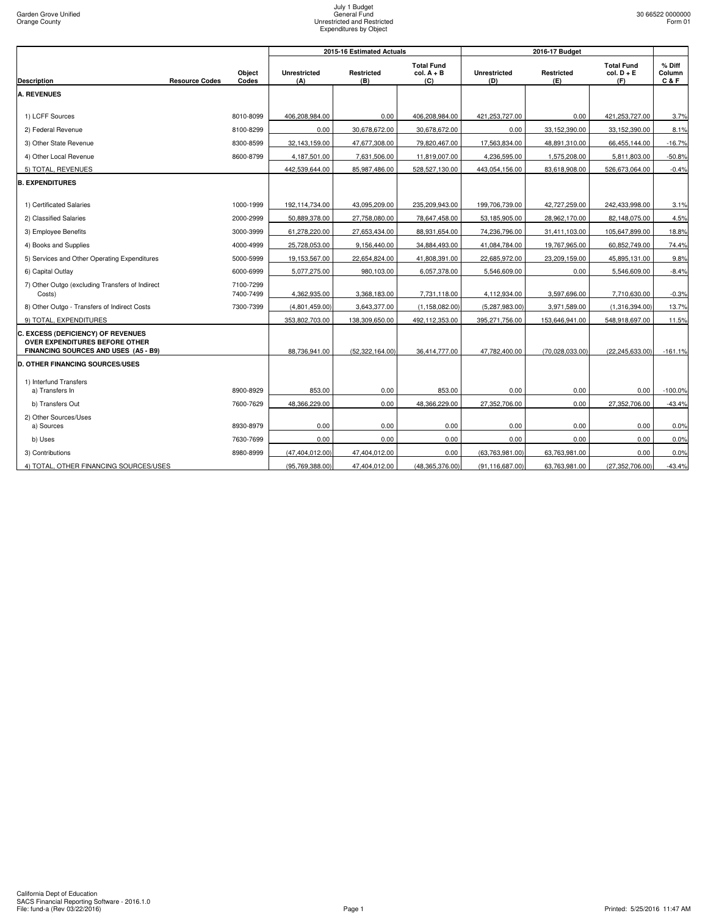Garden Grove Unified
Orange County

July 1 Budget
General Fund
Unrestricted and Restricted
Expenditures by Object

30 66522 0000000
Form 01

| Description | Resource Codes | Object Codes | 2015-16 Estimated Actuals Unrestricted (A) | Restricted (B) | Total Fund col. A + B (C) | 2016-17 Budget Unrestricted (D) | Restricted (E) | Total Fund col. D + E (F) | % Diff Column C & F |
|---|---|---|---|---|---|---|---|---|---|
| **A. REVENUES** | | | | | | | | | |
| 1) LCFF Sources | | 8010-8099 | 406,208,984.00 | 0.00 | 406,208,984.00 | 421,253,727.00 | 0.00 | 421,253,727.00 | 3.7% |
| 2) Federal Revenue | | 8100-8299 | 0.00 | 30,678,672.00 | 30,678,672.00 | 0.00 | 33,152,390.00 | 33,152,390.00 | 8.1% |
| 3) Other State Revenue | | 8300-8599 | 32,143,159.00 | 47,677,308.00 | 79,820,467.00 | 17,563,834.00 | 48,891,310.00 | 66,455,144.00 | -16.7% |
| 4) Other Local Revenue | | 8600-8799 | 4,187,501.00 | 7,631,506.00 | 11,819,007.00 | 4,236,595.00 | 1,575,208.00 | 5,811,803.00 | -50.8% |
| 5) TOTAL, REVENUES | | | 442,539,644.00 | 85,987,486.00 | 528,527,130.00 | 443,054,156.00 | 83,618,908.00 | 526,673,064.00 | -0.4% |
| **B. EXPENDITURES** | | | | | | | | | |
| 1) Certificated Salaries | | 1000-1999 | 192,114,734.00 | 43,095,209.00 | 235,209,943.00 | 199,706,739.00 | 42,727,259.00 | 242,433,998.00 | 3.1% |
| 2) Classified Salaries | | 2000-2999 | 50,889,378.00 | 27,758,080.00 | 78,647,458.00 | 53,185,905.00 | 28,962,170.00 | 82,148,075.00 | 4.5% |
| 3) Employee Benefits | | 3000-3999 | 61,278,220.00 | 27,653,434.00 | 88,931,654.00 | 74,236,796.00 | 31,411,103.00 | 105,647,899.00 | 18.8% |
| 4) Books and Supplies | | 4000-4999 | 25,728,053.00 | 9,156,440.00 | 34,884,493.00 | 41,084,784.00 | 19,767,965.00 | 60,852,749.00 | 74.4% |
| 5) Services and Other Operating Expenditures | | 5000-5999 | 19,153,567.00 | 22,654,824.00 | 41,808,391.00 | 22,685,972.00 | 23,209,159.00 | 45,895,131.00 | 9.8% |
| 6) Capital Outlay | | 6000-6999 | 5,077,275.00 | 980,103.00 | 6,057,378.00 | 5,546,609.00 | 0.00 | 5,546,609.00 | -8.4% |
| 7) Other Outgo (excluding Transfers of Indirect Costs) | | 7100-7299 7400-7499 | 4,362,935.00 | 3,368,183.00 | 7,731,118.00 | 4,112,934.00 | 3,597,696.00 | 7,710,630.00 | -0.3% |
| 8) Other Outgo - Transfers of Indirect Costs | | 7300-7399 | (4,801,459.00) | 3,643,377.00 | (1,158,082.00) | (5,287,983.00) | 3,971,589.00 | (1,316,394.00) | 13.7% |
| 9) TOTAL, EXPENDITURES | | | 353,802,703.00 | 138,309,650.00 | 492,112,353.00 | 395,271,756.00 | 153,646,941.00 | 548,918,697.00 | 11.5% |
| **C. EXCESS (DEFICIENCY) OF REVENUES OVER EXPENDITURES BEFORE OTHER FINANCING SOURCES AND USES (A5 - B9)** | | | 88,736,941.00 | (52,322,164.00) | 36,414,777.00 | 47,782,400.00 | (70,028,033.00) | (22,245,633.00) | -161.1% |
| **D. OTHER FINANCING SOURCES/USES** | | | | | | | | | |
| 1) Interfund Transfers a) Transfers In | | 8900-8929 | 853.00 | 0.00 | 853.00 | 0.00 | 0.00 | 0.00 | -100.0% |
| b) Transfers Out | | 7600-7629 | 48,366,229.00 | 0.00 | 48,366,229.00 | 27,352,706.00 | 0.00 | 27,352,706.00 | -43.4% |
| 2) Other Sources/Uses a) Sources | | 8930-8979 | 0.00 | 0.00 | 0.00 | 0.00 | 0.00 | 0.00 | 0.0% |
| b) Uses | | 7630-7699 | 0.00 | 0.00 | 0.00 | 0.00 | 0.00 | 0.00 | 0.0% |
| 3) Contributions | | 8980-8999 | (47,404,012.00) | 47,404,012.00 | 0.00 | (63,763,981.00) | 63,763,981.00 | 0.00 | 0.0% |
| 4) TOTAL, OTHER FINANCING SOURCES/USES | | | (95,769,388.00) | 47,404,012.00 | (48,365,376.00) | (91,116,687.00) | 63,763,981.00 | (27,352,706.00) | -43.4% |

California Dept of Education
SACS Financial Reporting Software - 2016.1.0
File: fund-a (Rev 03/22/2016)

Printed: 5/25/2016 11:47 AM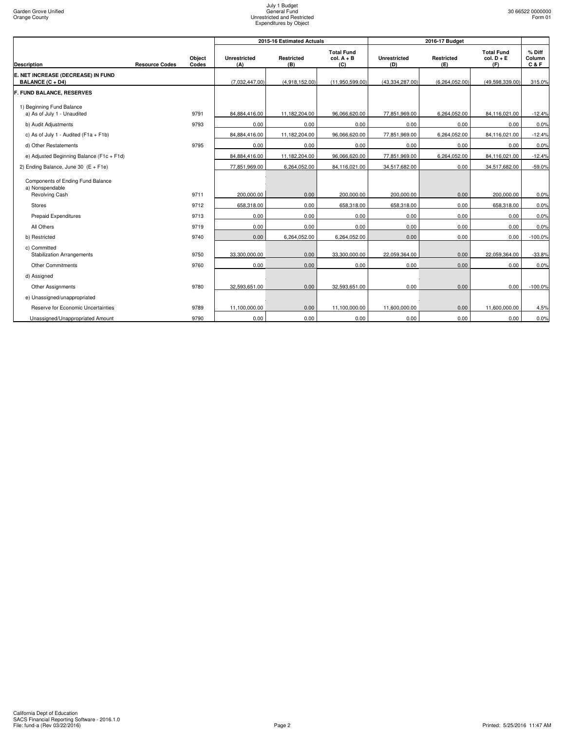| Description | Resource Codes | Object Codes | 2015-16 Estimated Actuals Unrestricted (A) | Restricted (B) | Total Fund col. A + B (C) | 2016-17 Budget Unrestricted (D) | Restricted (E) | Total Fund col. D + E (F) | % Diff Column C & F |
|---|---|---|---|---|---|---|---|---|---|
| **E. NET INCREASE (DECREASE) IN FUND BALANCE (C + D4)** | | | (7,032,447.00) | (4,918,152.00) | (11,950,599.00) | (43,334,287.00) | (6,264,052.00) | (49,598,339.00) | 315.0% |
| **F. FUND BALANCE, RESERVES** | | | | | | | | | |
| 1) Beginning Fund Balance | | | | | | | | | |
| a) As of July 1 - Unaudited | | 9791 | 84,884,416.00 | 11,182,204.00 | 96,066,620.00 | 77,851,969.00 | 6,264,052.00 | 84,116,021.00 | -12.4% |
| b) Audit Adjustments | | 9793 | 0.00 | 0.00 | 0.00 | 0.00 | 0.00 | 0.00 | 0.0% |
| c) As of July 1 - Audited (F1a + F1b) | | | 84,884,416.00 | 11,182,204.00 | 96,066,620.00 | 77,851,969.00 | 6,264,052.00 | 84,116,021.00 | -12.4% |
| d) Other Restatements | | 9795 | 0.00 | 0.00 | 0.00 | 0.00 | 0.00 | 0.00 | 0.0% |
| e) Adjusted Beginning Balance (F1c + F1d) | | | 84,884,416.00 | 11,182,204.00 | 96,066,620.00 | 77,851,969.00 | 6,264,052.00 | 84,116,021.00 | -12.4% |
| 2) Ending Balance, June 30 (E + F1e) | | | 77,851,969.00 | 6,264,052.00 | 84,116,021.00 | 34,517,682.00 | 0.00 | 34,517,682.00 | -59.0% |
| Components of Ending Fund Balance | | | | | | | | | |
| a) Nonspendable | | | | | | | | | |
| Revolving Cash | | 9711 | 200,000.00 | 0.00 | 200,000.00 | 200,000.00 | 0.00 | 200,000.00 | 0.0% |
| Stores | | 9712 | 658,318.00 | 0.00 | 658,318.00 | 658,318.00 | 0.00 | 658,318.00 | 0.0% |
| Prepaid Expenditures | | 9713 | 0.00 | 0.00 | 0.00 | 0.00 | 0.00 | 0.00 | 0.0% |
| All Others | | 9719 | 0.00 | 0.00 | 0.00 | 0.00 | 0.00 | 0.00 | 0.0% |
| b) Restricted | | 9740 | 0.00 | 6,264,052.00 | 6,264,052.00 | 0.00 | 0.00 | 0.00 | -100.0% |
| c) Committed | | | | | | | | | |
| Stabilization Arrangements | | 9750 | 33,300,000.00 | 0.00 | 33,300,000.00 | 22,059,364.00 | 0.00 | 22,059,364.00 | -33.8% |
| Other Commitments | | 9760 | 0.00 | 0.00 | 0.00 | 0.00 | 0.00 | 0.00 | 0.0% |
| d) Assigned | | | | | | | | | |
| Other Assignments | | 9780 | 32,593,651.00 | 0.00 | 32,593,651.00 | 0.00 | 0.00 | 0.00 | -100.0% |
| e) Unassigned/unappropriated | | | | | | | | | |
| Reserve for Economic Uncertainties | | 9789 | 11,100,000.00 | 0.00 | 11,100,000.00 | 11,600,000.00 | 0.00 | 11,600,000.00 | 4.5% |
| Unassigned/Unappropriated Amount | | 9790 | 0.00 | 0.00 | 0.00 | 0.00 | 0.00 | 0.00 | 0.0% |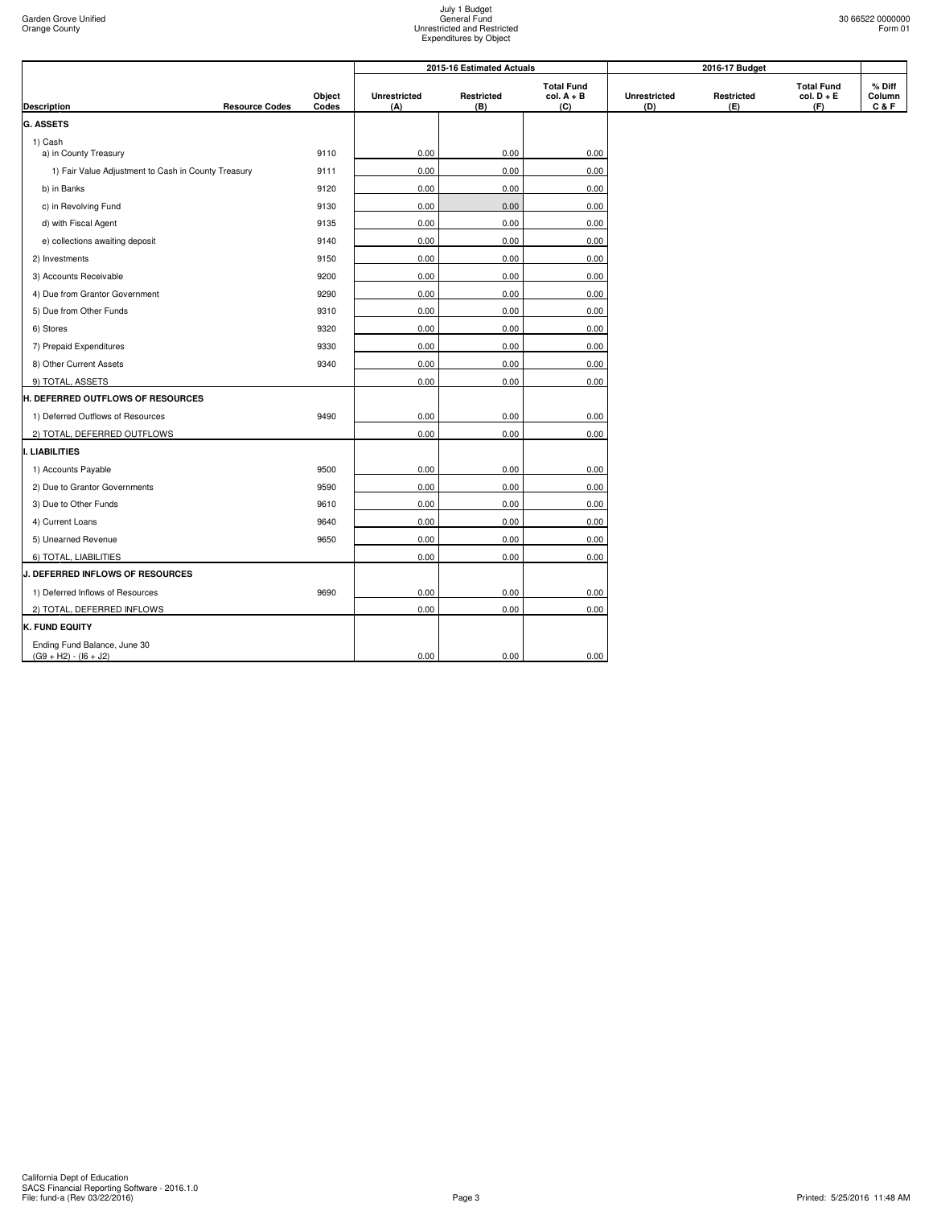Garden Grove Unified
Orange County

July 1 Budget
General Fund
Unrestricted and Restricted
Expenditures by Object

30 66522 0000000
Form 01

| | | | 2015-16 Estimated Actuals | | | 2016-17 Budget | | | |
|---|---|---|---|---|---|---|---|---|---|
| **Description** | **Resource Codes** | **Object Codes** | **Unrestricted (A)** | **Restricted (B)** | **Total Fund col. A + B (C)** | **Unrestricted (D)** | **Restricted (E)** | **Total Fund col. D + E (F)** | **% Diff Column C & F** |
| **G. ASSETS** | | | | | | | | | |
| 1) Cash<br>a) in County Treasury | | 9110 | 0.00 | 0.00 | 0.00 | | | | |
| 1) Fair Value Adjustment to Cash in County Treasury | | 9111 | 0.00 | 0.00 | 0.00 | | | | |
| b) in Banks | | 9120 | 0.00 | 0.00 | 0.00 | | | | |
| c) in Revolving Fund | | 9130 | 0.00 | 0.00 | 0.00 | | | | |
| d) with Fiscal Agent | | 9135 | 0.00 | 0.00 | 0.00 | | | | |
| e) collections awaiting deposit | | 9140 | 0.00 | 0.00 | 0.00 | | | | |
| 2) Investments | | 9150 | 0.00 | 0.00 | 0.00 | | | | |
| 3) Accounts Receivable | | 9200 | 0.00 | 0.00 | 0.00 | | | | |
| 4) Due from Grantor Government | | 9290 | 0.00 | 0.00 | 0.00 | | | | |
| 5) Due from Other Funds | | 9310 | 0.00 | 0.00 | 0.00 | | | | |
| 6) Stores | | 9320 | 0.00 | 0.00 | 0.00 | | | | |
| 7) Prepaid Expenditures | | 9330 | 0.00 | 0.00 | 0.00 | | | | |
| 8) Other Current Assets | | 9340 | 0.00 | 0.00 | 0.00 | | | | |
| 9) TOTAL, ASSETS | | | 0.00 | 0.00 | 0.00 | | | | |
| **H. DEFERRED OUTFLOWS OF RESOURCES** | | | | | | | | | |
| 1) Deferred Outflows of Resources | | 9490 | 0.00 | 0.00 | 0.00 | | | | |
| 2) TOTAL, DEFERRED OUTFLOWS | | | 0.00 | 0.00 | 0.00 | | | | |
| **I. LIABILITIES** | | | | | | | | | |
| 1) Accounts Payable | | 9500 | 0.00 | 0.00 | 0.00 | | | | |
| 2) Due to Grantor Governments | | 9590 | 0.00 | 0.00 | 0.00 | | | | |
| 3) Due to Other Funds | | 9610 | 0.00 | 0.00 | 0.00 | | | | |
| 4) Current Loans | | 9640 | 0.00 | 0.00 | 0.00 | | | | |
| 5) Unearned Revenue | | 9650 | 0.00 | 0.00 | 0.00 | | | | |
| 6) TOTAL, LIABILITIES | | | 0.00 | 0.00 | 0.00 | | | | |
| **J. DEFERRED INFLOWS OF RESOURCES** | | | | | | | | | |
| 1) Deferred Inflows of Resources | | 9690 | 0.00 | 0.00 | 0.00 | | | | |
| 2) TOTAL, DEFERRED INFLOWS | | | 0.00 | 0.00 | 0.00 | | | | |
| **K. FUND EQUITY** | | | | | | | | | |
| Ending Fund Balance, June 30<br>(G9 + H2) - (I6 + J2) | | | 0.00 | 0.00 | 0.00 | | | | |

California Dept of Education
SACS Financial Reporting Software - 2016.1.0
File: fund-a (Rev 03/22/2016)

Printed: 5/25/2016 11:48 AM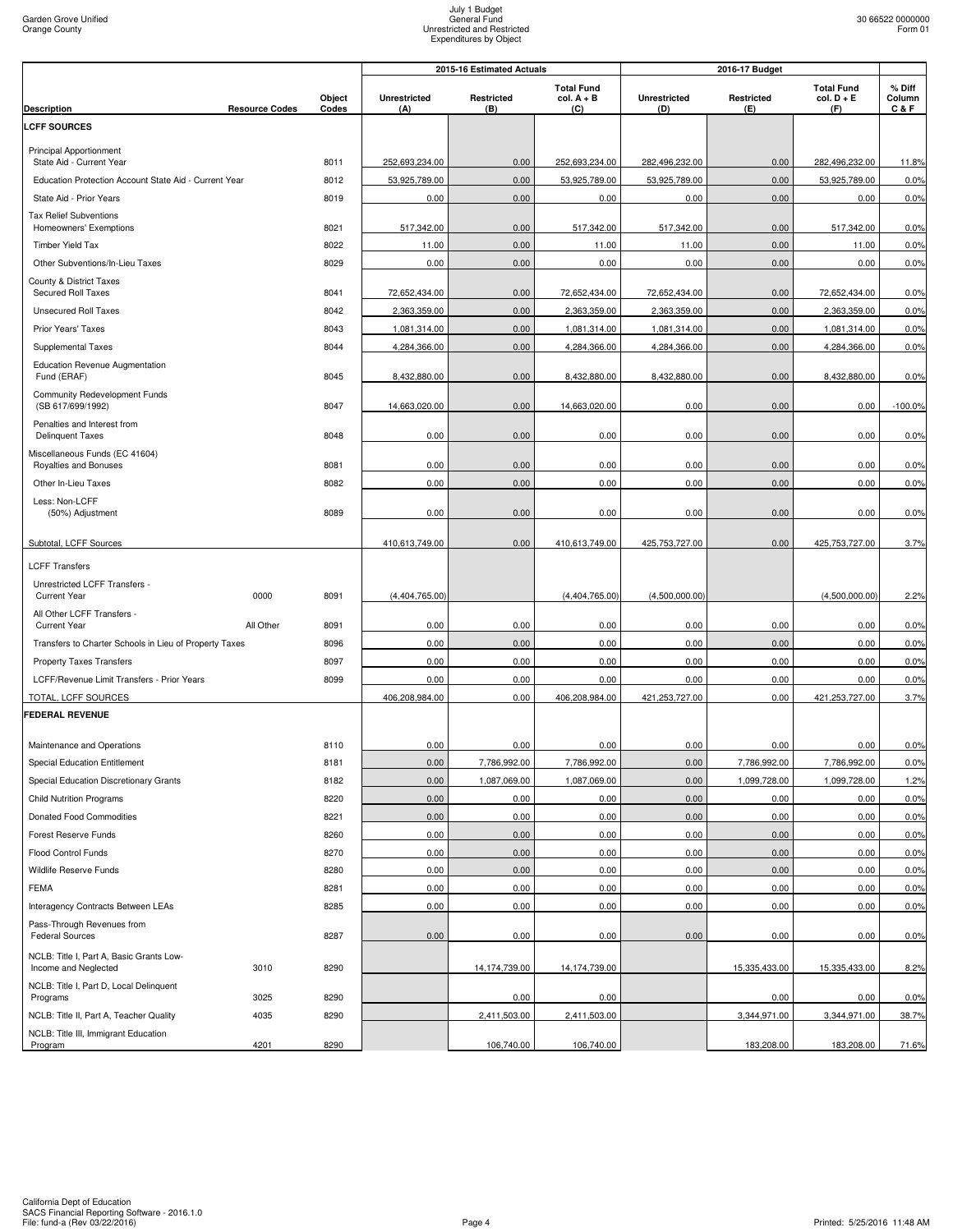Garden Grove Unified
Orange County

July 1 Budget
General Fund
Unrestricted and Restricted
Expenditures by Object

30 66522 0000000
Form 01

| Description | Resource Codes | Object Codes | 2015-16 Estimated Actuals Unrestricted (A) | Restricted (B) | Total Fund col. A + B (C) | 2016-17 Budget Unrestricted (D) | Restricted (E) | Total Fund col. D + E (F) | % Diff Column C & F |
|---|---|---|---|---|---|---|---|---|---|
| **LCFF SOURCES** | | | | | | | | | |
| Principal Apportionment State Aid - Current Year | | 8011 | 252,693,234.00 | 0.00 | 252,693,234.00 | 282,496,232.00 | 0.00 | 282,496,232.00 | 11.8% |
| Education Protection Account State Aid - Current Year | | 8012 | 53,925,789.00 | 0.00 | 53,925,789.00 | 53,925,789.00 | 0.00 | 53,925,789.00 | 0.0% |
| State Aid - Prior Years | | 8019 | 0.00 | 0.00 | 0.00 | 0.00 | 0.00 | 0.00 | 0.0% |
| Tax Relief Subventions Homeowners' Exemptions | | 8021 | 517,342.00 | 0.00 | 517,342.00 | 517,342.00 | 0.00 | 517,342.00 | 0.0% |
| Timber Yield Tax | | 8022 | 11.00 | 0.00 | 11.00 | 11.00 | 0.00 | 11.00 | 0.0% |
| Other Subventions/In-Lieu Taxes | | 8029 | 0.00 | 0.00 | 0.00 | 0.00 | 0.00 | 0.00 | 0.0% |
| County & District Taxes Secured Roll Taxes | | 8041 | 72,652,434.00 | 0.00 | 72,652,434.00 | 72,652,434.00 | 0.00 | 72,652,434.00 | 0.0% |
| Unsecured Roll Taxes | | 8042 | 2,363,359.00 | 0.00 | 2,363,359.00 | 2,363,359.00 | 0.00 | 2,363,359.00 | 0.0% |
| Prior Years' Taxes | | 8043 | 1,081,314.00 | 0.00 | 1,081,314.00 | 1,081,314.00 | 0.00 | 1,081,314.00 | 0.0% |
| Supplemental Taxes | | 8044 | 4,284,366.00 | 0.00 | 4,284,366.00 | 4,284,366.00 | 0.00 | 4,284,366.00 | 0.0% |
| Education Revenue Augmentation Fund (ERAF) | | 8045 | 8,432,880.00 | 0.00 | 8,432,880.00 | 8,432,880.00 | 0.00 | 8,432,880.00 | 0.0% |
| Community Redevelopment Funds (SB 617/699/1992) | | 8047 | 14,663,020.00 | 0.00 | 14,663,020.00 | 0.00 | 0.00 | 0.00 | -100.0% |
| Penalties and Interest from Delinquent Taxes | | 8048 | 0.00 | 0.00 | 0.00 | 0.00 | 0.00 | 0.00 | 0.0% |
| Miscellaneous Funds (EC 41604) Royalties and Bonuses | | 8081 | 0.00 | 0.00 | 0.00 | 0.00 | 0.00 | 0.00 | 0.0% |
| Other In-Lieu Taxes | | 8082 | 0.00 | 0.00 | 0.00 | 0.00 | 0.00 | 0.00 | 0.0% |
| Less: Non-LCFF (50%) Adjustment | | 8089 | 0.00 | 0.00 | 0.00 | 0.00 | 0.00 | 0.00 | 0.0% |
| Subtotal, LCFF Sources | | | 410,613,749.00 | 0.00 | 410,613,749.00 | 425,753,727.00 | 0.00 | 425,753,727.00 | 3.7% |
| LCFF Transfers | | | | | | | | | |
| Unrestricted LCFF Transfers - Current Year | 0000 | 8091 | (4,404,765.00) | | (4,404,765.00) | (4,500,000.00) | | (4,500,000.00) | 2.2% |
| All Other LCFF Transfers - Current Year | All Other | 8091 | 0.00 | 0.00 | 0.00 | 0.00 | 0.00 | 0.00 | 0.0% |
| Transfers to Charter Schools in Lieu of Property Taxes | | 8096 | 0.00 | 0.00 | 0.00 | 0.00 | 0.00 | 0.00 | 0.0% |
| Property Taxes Transfers | | 8097 | 0.00 | 0.00 | 0.00 | 0.00 | 0.00 | 0.00 | 0.0% |
| LCFF/Revenue Limit Transfers - Prior Years | | 8099 | 0.00 | 0.00 | 0.00 | 0.00 | 0.00 | 0.00 | 0.0% |
| TOTAL, LCFF SOURCES | | | 406,208,984.00 | 0.00 | 406,208,984.00 | 421,253,727.00 | 0.00 | 421,253,727.00 | 3.7% |
| **FEDERAL REVENUE** | | | | | | | | | |
| Maintenance and Operations | | 8110 | 0.00 | 0.00 | 0.00 | 0.00 | 0.00 | 0.00 | 0.0% |
| Special Education Entitlement | | 8181 | 0.00 | 7,786,992.00 | 7,786,992.00 | 0.00 | 7,786,992.00 | 7,786,992.00 | 0.0% |
| Special Education Discretionary Grants | | 8182 | 0.00 | 1,087,069.00 | 1,087,069.00 | 0.00 | 1,099,728.00 | 1,099,728.00 | 1.2% |
| Child Nutrition Programs | | 8220 | 0.00 | 0.00 | 0.00 | 0.00 | 0.00 | 0.00 | 0.0% |
| Donated Food Commodities | | 8221 | 0.00 | 0.00 | 0.00 | 0.00 | 0.00 | 0.00 | 0.0% |
| Forest Reserve Funds | | 8260 | 0.00 | 0.00 | 0.00 | 0.00 | 0.00 | 0.00 | 0.0% |
| Flood Control Funds | | 8270 | 0.00 | 0.00 | 0.00 | 0.00 | 0.00 | 0.00 | 0.0% |
| Wildlife Reserve Funds | | 8280 | 0.00 | 0.00 | 0.00 | 0.00 | 0.00 | 0.00 | 0.0% |
| FEMA | | 8281 | 0.00 | 0.00 | 0.00 | 0.00 | 0.00 | 0.00 | 0.0% |
| Interagency Contracts Between LEAs | | 8285 | 0.00 | 0.00 | 0.00 | 0.00 | 0.00 | 0.00 | 0.0% |
| Pass-Through Revenues from Federal Sources | | 8287 | 0.00 | 0.00 | 0.00 | 0.00 | 0.00 | 0.00 | 0.0% |
| NCLB: Title I, Part A, Basic Grants Low-Income and Neglected | 3010 | 8290 | | 14,174,739.00 | 14,174,739.00 | | 15,335,433.00 | 15,335,433.00 | 8.2% |
| NCLB: Title I, Part D, Local Delinquent Programs | 3025 | 8290 | | 0.00 | 0.00 | | 0.00 | 0.00 | 0.0% |
| NCLB: Title II, Part A, Teacher Quality | 4035 | 8290 | | 2,411,503.00 | 2,411,503.00 | | 3,344,971.00 | 3,344,971.00 | 38.7% |
| NCLB: Title III, Immigrant Education Program | 4201 | 8290 | | 106,740.00 | 106,740.00 | | 183,208.00 | 183,208.00 | 71.6% |

California Dept of Education
SACS Financial Reporting Software - 2016.1.0
File: fund-a (Rev 03/22/2016)

Printed: 5/25/2016 11:48 AM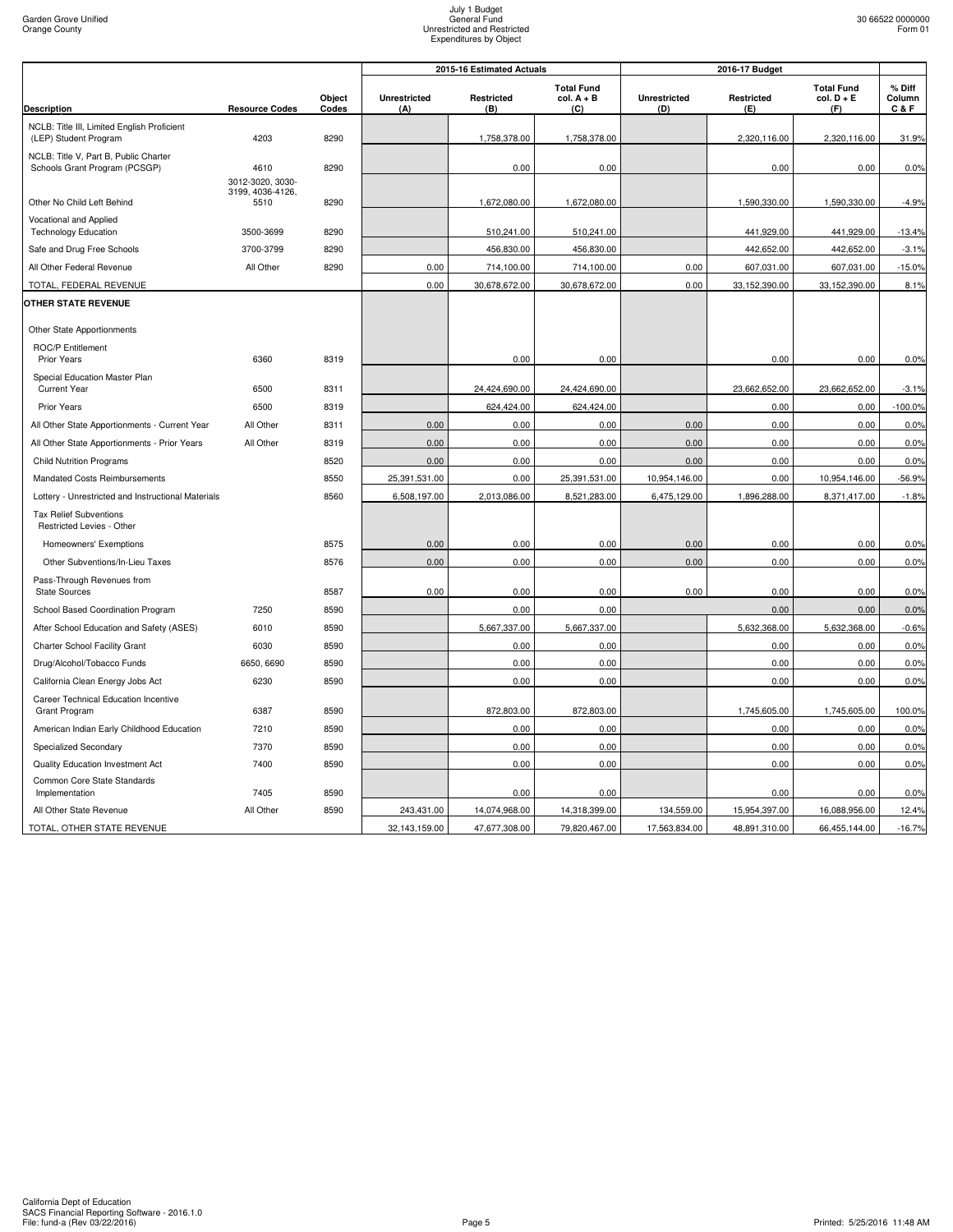Garden Grove Unified
Orange County

July 1 Budget
General Fund
Unrestricted and Restricted
Expenditures by Object

30 66522 0000000
Form 01

| Description | Resource Codes | Object Codes | 2015-16 Estimated Actuals Unrestricted (A) | 2015-16 Estimated Actuals Restricted (B) | 2015-16 Estimated Actuals Total Fund col. A + B (C) | 2016-17 Budget Unrestricted (D) | 2016-17 Budget Restricted (E) | 2016-17 Budget Total Fund col. D + E (F) | % Diff Column C & F |
|---|---|---|---|---|---|---|---|---|---|
| NCLB: Title III, Limited English Proficient (LEP) Student Program | 4203 | 8290 | | 1,758,378.00 | 1,758,378.00 | | 2,320,116.00 | 2,320,116.00 | 31.9% |
| NCLB: Title V, Part B, Public Charter Schools Grant Program (PCSGP) | 4610 | 8290 | | 0.00 | 0.00 | | 0.00 | 0.00 | 0.0% |
| Other No Child Left Behind | 3012-3020, 3030-3199, 4036-4126, 5510 | 8290 | | 1,672,080.00 | 1,672,080.00 | | 1,590,330.00 | 1,590,330.00 | -4.9% |
| Vocational and Applied Technology Education | 3500-3699 | 8290 | | 510,241.00 | 510,241.00 | | 441,929.00 | 441,929.00 | -13.4% |
| Safe and Drug Free Schools | 3700-3799 | 8290 | | 456,830.00 | 456,830.00 | | 442,652.00 | 442,652.00 | -3.1% |
| All Other Federal Revenue | All Other | 8290 | 0.00 | 714,100.00 | 714,100.00 | 0.00 | 607,031.00 | 607,031.00 | -15.0% |
| TOTAL, FEDERAL REVENUE | | | 0.00 | 30,678,672.00 | 30,678,672.00 | 0.00 | 33,152,390.00 | 33,152,390.00 | 8.1% |
| **OTHER STATE REVENUE** | | | | | | | | | |
| Other State Apportionments | | | | | | | | | |
| ROC/P Entitlement Prior Years | 6360 | 8319 | | 0.00 | 0.00 | | 0.00 | 0.00 | 0.0% |
| Special Education Master Plan Current Year | 6500 | 8311 | | 24,424,690.00 | 24,424,690.00 | | 23,662,652.00 | 23,662,652.00 | -3.1% |
| Prior Years | 6500 | 8319 | | 624,424.00 | 624,424.00 | | 0.00 | 0.00 | -100.0% |
| All Other State Apportionments - Current Year | All Other | 8311 | 0.00 | 0.00 | 0.00 | 0.00 | 0.00 | 0.00 | 0.0% |
| All Other State Apportionments - Prior Years | All Other | 8319 | 0.00 | 0.00 | 0.00 | 0.00 | 0.00 | 0.00 | 0.0% |
| Child Nutrition Programs | | 8520 | 0.00 | 0.00 | 0.00 | 0.00 | 0.00 | 0.00 | 0.0% |
| Mandated Costs Reimbursements | | 8550 | 25,391,531.00 | 0.00 | 25,391,531.00 | 10,954,146.00 | 0.00 | 10,954,146.00 | -56.9% |
| Lottery - Unrestricted and Instructional Materials | | 8560 | 6,508,197.00 | 2,013,086.00 | 8,521,283.00 | 6,475,129.00 | 1,896,288.00 | 8,371,417.00 | -1.8% |
| Tax Relief Subventions Restricted Levies - Other | | | | | | | | | |
| Homeowners' Exemptions | | 8575 | 0.00 | 0.00 | 0.00 | 0.00 | 0.00 | 0.00 | 0.0% |
| Other Subventions/In-Lieu Taxes | | 8576 | 0.00 | 0.00 | 0.00 | 0.00 | 0.00 | 0.00 | 0.0% |
| Pass-Through Revenues from State Sources | | 8587 | 0.00 | 0.00 | 0.00 | 0.00 | 0.00 | 0.00 | 0.0% |
| School Based Coordination Program | 7250 | 8590 | | 0.00 | 0.00 | | 0.00 | 0.00 | 0.0% |
| After School Education and Safety (ASES) | 6010 | 8590 | | 5,667,337.00 | 5,667,337.00 | | 5,632,368.00 | 5,632,368.00 | -0.6% |
| Charter School Facility Grant | 6030 | 8590 | | 0.00 | 0.00 | | 0.00 | 0.00 | 0.0% |
| Drug/Alcohol/Tobacco Funds | 6650, 6690 | 8590 | | 0.00 | 0.00 | | 0.00 | 0.00 | 0.0% |
| California Clean Energy Jobs Act | 6230 | 8590 | | 0.00 | 0.00 | | 0.00 | 0.00 | 0.0% |
| Career Technical Education Incentive Grant Program | 6387 | 8590 | | 872,803.00 | 872,803.00 | | 1,745,605.00 | 1,745,605.00 | 100.0% |
| American Indian Early Childhood Education | 7210 | 8590 | | 0.00 | 0.00 | | 0.00 | 0.00 | 0.0% |
| Specialized Secondary | 7370 | 8590 | | 0.00 | 0.00 | | 0.00 | 0.00 | 0.0% |
| Quality Education Investment Act | 7400 | 8590 | | 0.00 | 0.00 | | 0.00 | 0.00 | 0.0% |
| Common Core State Standards Implementation | 7405 | 8590 | | 0.00 | 0.00 | | 0.00 | 0.00 | 0.0% |
| All Other State Revenue | All Other | 8590 | 243,431.00 | 14,074,968.00 | 14,318,399.00 | 134,559.00 | 15,954,397.00 | 16,088,956.00 | 12.4% |
| TOTAL, OTHER STATE REVENUE | | | 32,143,159.00 | 47,677,308.00 | 79,820,467.00 | 17,563,834.00 | 48,891,310.00 | 66,455,144.00 | -16.7% |

California Dept of Education
SACS Financial Reporting Software - 2016.1.0
File: fund-a (Rev 03/22/2016)

Printed: 5/25/2016 11:48 AM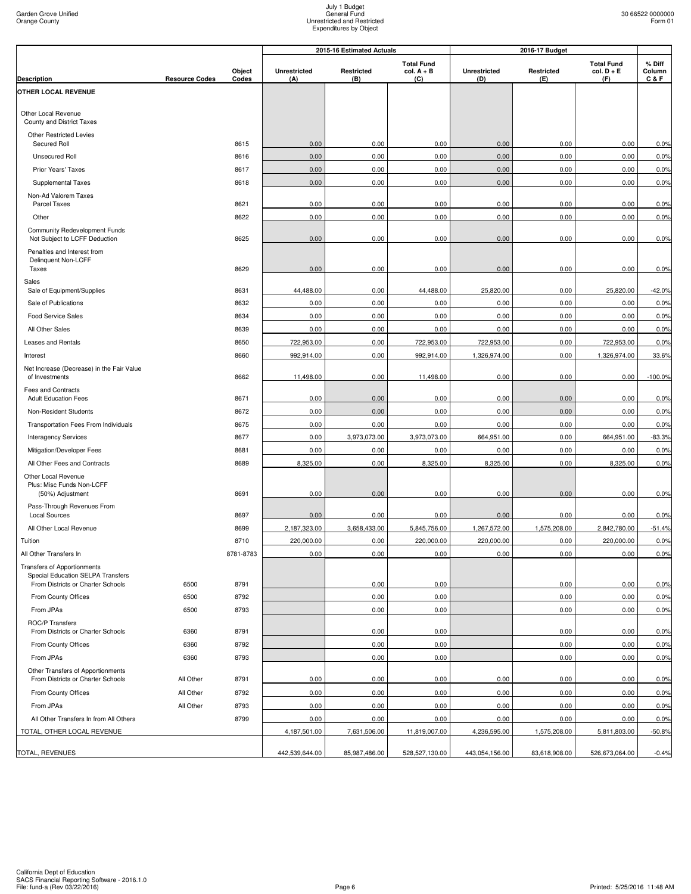Garden Grove Unified
Orange County

# July 1 Budget
## General Fund
### Unrestricted and Restricted
### Expenditures by Object

30 66522 0000000
Form 01

| Description | Resource Codes | Object Codes | 2015-16 Estimated Actuals Unrestricted (A) | Restricted (B) | Total Fund col. A + B (C) | 2016-17 Budget Unrestricted (D) | Restricted (E) | Total Fund col. D + E (F) | % Diff Column C & F |
|---|---|---|---|---|---|---|---|---|---|
| **OTHER LOCAL REVENUE** | | | | | | | | | |
| Other Local Revenue County and District Taxes | | | | | | | | | |
| Other Restricted Levies Secured Roll | | 8615 | 0.00 | 0.00 | 0.00 | 0.00 | 0.00 | 0.00 | 0.0% |
| Unsecured Roll | | 8616 | 0.00 | 0.00 | 0.00 | 0.00 | 0.00 | 0.00 | 0.0% |
| Prior Years' Taxes | | 8617 | 0.00 | 0.00 | 0.00 | 0.00 | 0.00 | 0.00 | 0.0% |
| Supplemental Taxes | | 8618 | 0.00 | 0.00 | 0.00 | 0.00 | 0.00 | 0.00 | 0.0% |
| Non-Ad Valorem Taxes Parcel Taxes | | 8621 | 0.00 | 0.00 | 0.00 | 0.00 | 0.00 | 0.00 | 0.0% |
| Other | | 8622 | 0.00 | 0.00 | 0.00 | 0.00 | 0.00 | 0.00 | 0.0% |
| Community Redevelopment Funds Not Subject to LCFF Deduction | | 8625 | 0.00 | 0.00 | 0.00 | 0.00 | 0.00 | 0.00 | 0.0% |
| Penalties and Interest from Delinquent Non-LCFF Taxes | | 8629 | 0.00 | 0.00 | 0.00 | 0.00 | 0.00 | 0.00 | 0.0% |
| Sales Sale of Equipment/Supplies | | 8631 | 44,488.00 | 0.00 | 44,488.00 | 25,820.00 | 0.00 | 25,820.00 | -42.0% |
| Sale of Publications | | 8632 | 0.00 | 0.00 | 0.00 | 0.00 | 0.00 | 0.00 | 0.0% |
| Food Service Sales | | 8634 | 0.00 | 0.00 | 0.00 | 0.00 | 0.00 | 0.00 | 0.0% |
| All Other Sales | | 8639 | 0.00 | 0.00 | 0.00 | 0.00 | 0.00 | 0.00 | 0.0% |
| Leases and Rentals | | 8650 | 722,953.00 | 0.00 | 722,953.00 | 722,953.00 | 0.00 | 722,953.00 | 0.0% |
| Interest | | 8660 | 992,914.00 | 0.00 | 992,914.00 | 1,326,974.00 | 0.00 | 1,326,974.00 | 33.6% |
| Net Increase (Decrease) in the Fair Value of Investments | | 8662 | 11,498.00 | 0.00 | 11,498.00 | 0.00 | 0.00 | 0.00 | -100.0% |
| Fees and Contracts Adult Education Fees | | 8671 | 0.00 | 0.00 | 0.00 | 0.00 | 0.00 | 0.00 | 0.0% |
| Non-Resident Students | | 8672 | 0.00 | 0.00 | 0.00 | 0.00 | 0.00 | 0.00 | 0.0% |
| Transportation Fees From Individuals | | 8675 | 0.00 | 0.00 | 0.00 | 0.00 | 0.00 | 0.00 | 0.0% |
| Interagency Services | | 8677 | 0.00 | 3,973,073.00 | 3,973,073.00 | 664,951.00 | 0.00 | 664,951.00 | -83.3% |
| Mitigation/Developer Fees | | 8681 | 0.00 | 0.00 | 0.00 | 0.00 | 0.00 | 0.00 | 0.0% |
| All Other Fees and Contracts | | 8689 | 8,325.00 | 0.00 | 8,325.00 | 8,325.00 | 0.00 | 8,325.00 | 0.0% |
| Other Local Revenue Plus: Misc Funds Non-LCFF (50%) Adjustment | | 8691 | 0.00 | 0.00 | 0.00 | 0.00 | 0.00 | 0.00 | 0.0% |
| Pass-Through Revenues From Local Sources | | 8697 | 0.00 | 0.00 | 0.00 | 0.00 | 0.00 | 0.00 | 0.0% |
| All Other Local Revenue | | 8699 | 2,187,323.00 | 3,658,433.00 | 5,845,756.00 | 1,267,572.00 | 1,575,208.00 | 2,842,780.00 | -51.4% |
| Tuition | | 8710 | 220,000.00 | 0.00 | 220,000.00 | 220,000.00 | 0.00 | 220,000.00 | 0.0% |
| All Other Transfers In | | 8781-8783 | 0.00 | 0.00 | 0.00 | 0.00 | 0.00 | 0.00 | 0.0% |
| Transfers of Apportionments Special Education SELPA Transfers From Districts or Charter Schools | 6500 | 8791 | | 0.00 | 0.00 | | 0.00 | 0.00 | 0.0% |
| From County Offices | 6500 | 8792 | | 0.00 | 0.00 | | 0.00 | 0.00 | 0.0% |
| From JPAs | 6500 | 8793 | | 0.00 | 0.00 | | 0.00 | 0.00 | 0.0% |
| ROC/P Transfers From Districts or Charter Schools | 6360 | 8791 | | 0.00 | 0.00 | | 0.00 | 0.00 | 0.0% |
| From County Offices | 6360 | 8792 | | 0.00 | 0.00 | | 0.00 | 0.00 | 0.0% |
| From JPAs | 6360 | 8793 | | 0.00 | 0.00 | | 0.00 | 0.00 | 0.0% |
| Other Transfers of Apportionments From Districts or Charter Schools | All Other | 8791 | 0.00 | 0.00 | 0.00 | 0.00 | 0.00 | 0.00 | 0.0% |
| From County Offices | All Other | 8792 | 0.00 | 0.00 | 0.00 | 0.00 | 0.00 | 0.00 | 0.0% |
| From JPAs | All Other | 8793 | 0.00 | 0.00 | 0.00 | 0.00 | 0.00 | 0.00 | 0.0% |
| All Other Transfers In from All Others | | 8799 | 0.00 | 0.00 | 0.00 | 0.00 | 0.00 | 0.00 | 0.0% |
| TOTAL, OTHER LOCAL REVENUE | | | 4,187,501.00 | 7,631,506.00 | 11,819,007.00 | 4,236,595.00 | 1,575,208.00 | 5,811,803.00 | -50.8% |
| TOTAL, REVENUES | | | 442,539,644.00 | 85,987,486.00 | 528,527,130.00 | 443,054,156.00 | 83,618,908.00 | 526,673,064.00 | -0.4% |

California Dept of Education
SACS Financial Reporting Software - 2016.1.0
File: fund-a (Rev 03/22/2016)

Printed: 5/25/2016 11:48 AM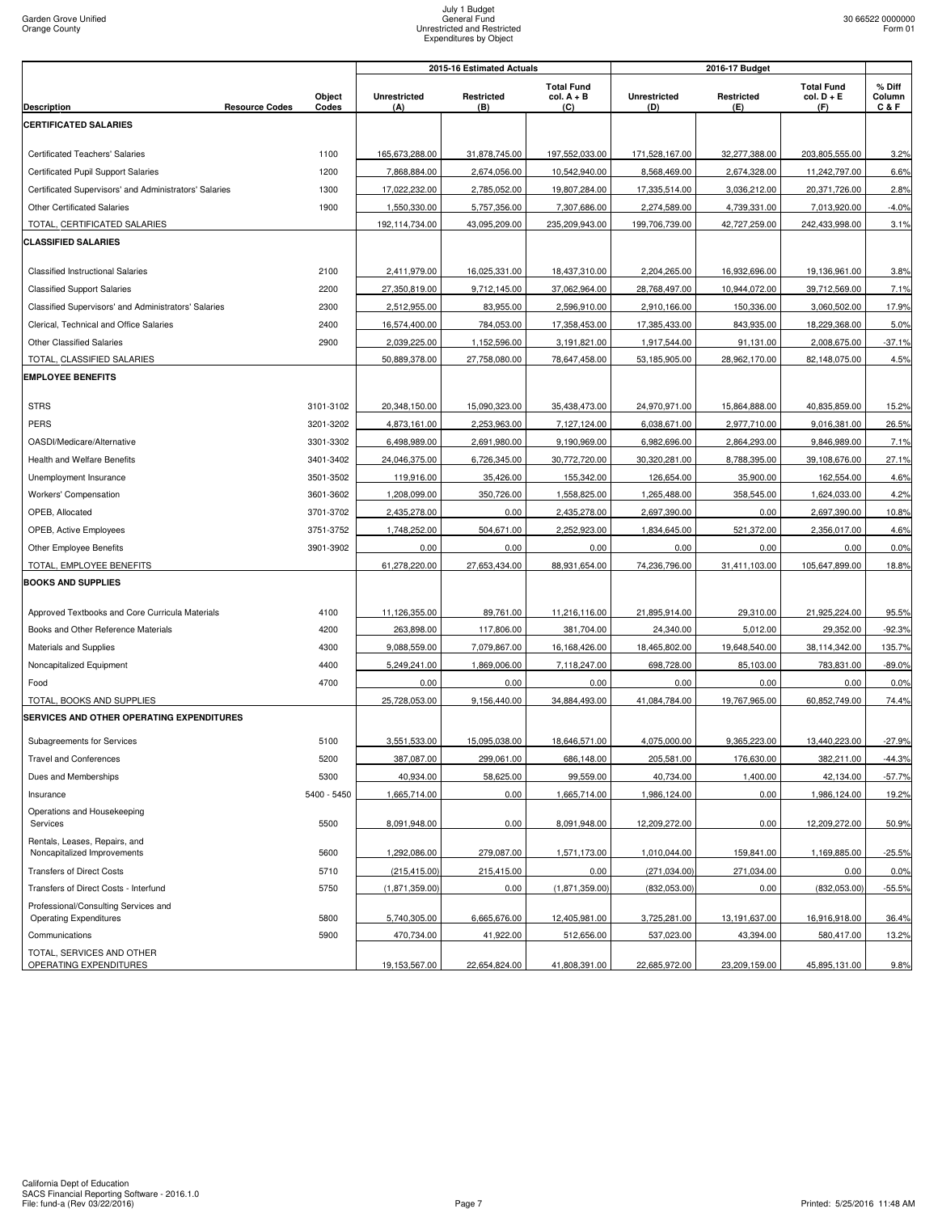Garden Grove Unified
Orange County

# July 1 Budget
## General Fund
### Unrestricted and Restricted
### Expenditures by Object

30 66522 0000000
Form 01

| Description | Resource Codes | Object Codes | 2015-16 Estimated Actuals Unrestricted (A) | Restricted (B) | Total Fund col. A + B (C) | 2016-17 Budget Unrestricted (D) | Restricted (E) | Total Fund col. D + E (F) | % Diff Column C & F |
|---|---|---|---|---|---|---|---|---|---|
| **CERTIFICATED SALARIES** | | | | | | | | | |
| Certificated Teachers' Salaries | | 1100 | 165,673,288.00 | 31,878,745.00 | 197,552,033.00 | 171,528,167.00 | 32,277,388.00 | 203,805,555.00 | 3.2% |
| Certificated Pupil Support Salaries | | 1200 | 7,868,884.00 | 2,674,056.00 | 10,542,940.00 | 8,568,469.00 | 2,674,328.00 | 11,242,797.00 | 6.6% |
| Certificated Supervisors' and Administrators' Salaries | | 1300 | 17,022,232.00 | 2,785,052.00 | 19,807,284.00 | 17,335,514.00 | 3,036,212.00 | 20,371,726.00 | 2.8% |
| Other Certificated Salaries | | 1900 | 1,550,330.00 | 5,757,356.00 | 7,307,686.00 | 2,274,589.00 | 4,739,331.00 | 7,013,920.00 | -4.0% |
| TOTAL, CERTIFICATED SALARIES | | | 192,114,734.00 | 43,095,209.00 | 235,209,943.00 | 199,706,739.00 | 42,727,259.00 | 242,433,998.00 | 3.1% |
| **CLASSIFIED SALARIES** | | | | | | | | | |
| Classified Instructional Salaries | | 2100 | 2,411,979.00 | 16,025,331.00 | 18,437,310.00 | 2,204,265.00 | 16,932,696.00 | 19,136,961.00 | 3.8% |
| Classified Support Salaries | | 2200 | 27,350,819.00 | 9,712,145.00 | 37,062,964.00 | 28,768,497.00 | 10,944,072.00 | 39,712,569.00 | 7.1% |
| Classified Supervisors' and Administrators' Salaries | | 2300 | 2,512,955.00 | 83,955.00 | 2,596,910.00 | 2,910,166.00 | 150,336.00 | 3,060,502.00 | 17.9% |
| Clerical, Technical and Office Salaries | | 2400 | 16,574,400.00 | 784,053.00 | 17,358,453.00 | 17,385,433.00 | 843,935.00 | 18,229,368.00 | 5.0% |
| Other Classified Salaries | | 2900 | 2,039,225.00 | 1,152,596.00 | 3,191,821.00 | 1,917,544.00 | 91,131.00 | 2,008,675.00 | -37.1% |
| TOTAL, CLASSIFIED SALARIES | | | 50,889,378.00 | 27,758,080.00 | 78,647,458.00 | 53,185,905.00 | 28,962,170.00 | 82,148,075.00 | 4.5% |
| **EMPLOYEE BENEFITS** | | | | | | | | | |
| STRS | | 3101-3102 | 20,348,150.00 | 15,090,323.00 | 35,438,473.00 | 24,970,971.00 | 15,864,888.00 | 40,835,859.00 | 15.2% |
| PERS | | 3201-3202 | 4,873,161.00 | 2,253,963.00 | 7,127,124.00 | 6,038,671.00 | 2,977,710.00 | 9,016,381.00 | 26.5% |
| OASDI/Medicare/Alternative | | 3301-3302 | 6,498,989.00 | 2,691,980.00 | 9,190,969.00 | 6,982,696.00 | 2,864,293.00 | 9,846,989.00 | 7.1% |
| Health and Welfare Benefits | | 3401-3402 | 24,046,375.00 | 6,726,345.00 | 30,772,720.00 | 30,320,281.00 | 8,788,395.00 | 39,108,676.00 | 27.1% |
| Unemployment Insurance | | 3501-3502 | 119,916.00 | 35,426.00 | 155,342.00 | 126,654.00 | 35,900.00 | 162,554.00 | 4.6% |
| Workers' Compensation | | 3601-3602 | 1,208,099.00 | 350,726.00 | 1,558,825.00 | 1,265,488.00 | 358,545.00 | 1,624,033.00 | 4.2% |
| OPEB, Allocated | | 3701-3702 | 2,435,278.00 | 0.00 | 2,435,278.00 | 2,697,390.00 | 0.00 | 2,697,390.00 | 10.8% |
| OPEB, Active Employees | | 3751-3752 | 1,748,252.00 | 504,671.00 | 2,252,923.00 | 1,834,645.00 | 521,372.00 | 2,356,017.00 | 4.6% |
| Other Employee Benefits | | 3901-3902 | 0.00 | 0.00 | 0.00 | 0.00 | 0.00 | 0.00 | 0.0% |
| TOTAL, EMPLOYEE BENEFITS | | | 61,278,220.00 | 27,653,434.00 | 88,931,654.00 | 74,236,796.00 | 31,411,103.00 | 105,647,899.00 | 18.8% |
| **BOOKS AND SUPPLIES** | | | | | | | | | |
| Approved Textbooks and Core Curricula Materials | | 4100 | 11,126,355.00 | 89,761.00 | 11,216,116.00 | 21,895,914.00 | 29,310.00 | 21,925,224.00 | 95.5% |
| Books and Other Reference Materials | | 4200 | 263,898.00 | 117,806.00 | 381,704.00 | 24,340.00 | 5,012.00 | 29,352.00 | -92.3% |
| Materials and Supplies | | 4300 | 9,088,559.00 | 7,079,867.00 | 16,168,426.00 | 18,465,802.00 | 19,648,540.00 | 38,114,342.00 | 135.7% |
| Noncapitalized Equipment | | 4400 | 5,249,241.00 | 1,869,006.00 | 7,118,247.00 | 698,728.00 | 85,103.00 | 783,831.00 | -89.0% |
| Food | | 4700 | 0.00 | 0.00 | 0.00 | 0.00 | 0.00 | 0.00 | 0.0% |
| TOTAL, BOOKS AND SUPPLIES | | | 25,728,053.00 | 9,156,440.00 | 34,884,493.00 | 41,084,784.00 | 19,767,965.00 | 60,852,749.00 | 74.4% |
| **SERVICES AND OTHER OPERATING EXPENDITURES** | | | | | | | | | |
| Subagreements for Services | | 5100 | 3,551,533.00 | 15,095,038.00 | 18,646,571.00 | 4,075,000.00 | 9,365,223.00 | 13,440,223.00 | -27.9% |
| Travel and Conferences | | 5200 | 387,087.00 | 299,061.00 | 686,148.00 | 205,581.00 | 176,630.00 | 382,211.00 | -44.3% |
| Dues and Memberships | | 5300 | 40,934.00 | 58,625.00 | 99,559.00 | 40,734.00 | 1,400.00 | 42,134.00 | -57.7% |
| Insurance | | 5400 - 5450 | 1,665,714.00 | 0.00 | 1,665,714.00 | 1,986,124.00 | 0.00 | 1,986,124.00 | 19.2% |
| Operations and Housekeeping Services | | 5500 | 8,091,948.00 | 0.00 | 8,091,948.00 | 12,209,272.00 | 0.00 | 12,209,272.00 | 50.9% |
| Rentals, Leases, Repairs, and Noncapitalized Improvements | | 5600 | 1,292,086.00 | 279,087.00 | 1,571,173.00 | 1,010,044.00 | 159,841.00 | 1,169,885.00 | -25.5% |
| Transfers of Direct Costs | | 5710 | (215,415.00) | 215,415.00 | 0.00 | (271,034.00) | 271,034.00 | 0.00 | 0.0% |
| Transfers of Direct Costs - Interfund | | 5750 | (1,871,359.00) | 0.00 | (1,871,359.00) | (832,053.00) | 0.00 | (832,053.00) | -55.5% |
| Professional/Consulting Services and Operating Expenditures | | 5800 | 5,740,305.00 | 6,665,676.00 | 12,405,981.00 | 3,725,281.00 | 13,191,637.00 | 16,916,918.00 | 36.4% |
| Communications | | 5900 | 470,734.00 | 41,922.00 | 512,656.00 | 537,023.00 | 43,394.00 | 580,417.00 | 13.2% |
| TOTAL, SERVICES AND OTHER OPERATING EXPENDITURES | | | 19,153,567.00 | 22,654,824.00 | 41,808,391.00 | 22,685,972.00 | 23,209,159.00 | 45,895,131.00 | 9.8% |

California Dept of Education
SACS Financial Reporting Software - 2016.1.0
File: fund-a (Rev 03/22/2016)

Printed: 5/25/2016 11:48 AM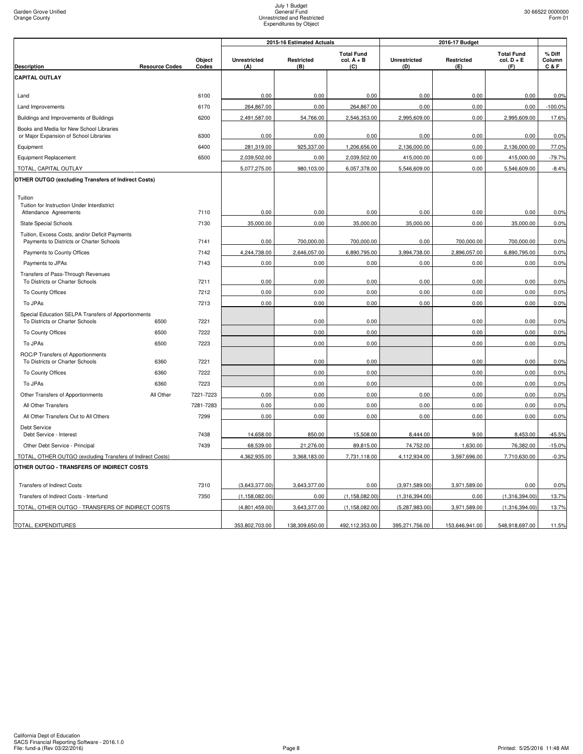Garden Grove Unified
Orange County

July 1 Budget
General Fund
Unrestricted and Restricted
Expenditures by Object

30 66522 0000000
Form 01

| Description | Resource Codes | Object Codes | 2015-16 Estimated Actuals Unrestricted (A) | Restricted (B) | Total Fund col. A + B (C) | 2016-17 Budget Unrestricted (D) | Restricted (E) | Total Fund col. D + E (F) | % Diff Column C & F |
|---|---|---|---|---|---|---|---|---|---|
| **CAPITAL OUTLAY** | | | | | | | | | |
| Land | | 6100 | 0.00 | 0.00 | 0.00 | 0.00 | 0.00 | 0.00 | 0.0% |
| Land Improvements | | 6170 | 264,867.00 | 0.00 | 264,867.00 | 0.00 | 0.00 | 0.00 | -100.0% |
| Buildings and Improvements of Buildings | | 6200 | 2,491,587.00 | 54,766.00 | 2,546,353.00 | 2,995,609.00 | 0.00 | 2,995,609.00 | 17.6% |
| Books and Media for New School Libraries or Major Expansion of School Libraries | | 6300 | 0.00 | 0.00 | 0.00 | 0.00 | 0.00 | 0.00 | 0.0% |
| Equipment | | 6400 | 281,319.00 | 925,337.00 | 1,206,656.00 | 2,136,000.00 | 0.00 | 2,136,000.00 | 77.0% |
| Equipment Replacement | | 6500 | 2,039,502.00 | 0.00 | 2,039,502.00 | 415,000.00 | 0.00 | 415,000.00 | -79.7% |
| TOTAL, CAPITAL OUTLAY | | | 5,077,275.00 | 980,103.00 | 6,057,378.00 | 5,546,609.00 | 0.00 | 5,546,609.00 | -8.4% |
| **OTHER OUTGO (excluding Transfers of Indirect Costs)** | | | | | | | | | |
| Tuition | | | | | | | | | |
| Tuition for Instruction Under Interdistrict Attendance Agreements | | 7110 | 0.00 | 0.00 | 0.00 | 0.00 | 0.00 | 0.00 | 0.0% |
| State Special Schools | | 7130 | 35,000.00 | 0.00 | 35,000.00 | 35,000.00 | 0.00 | 35,000.00 | 0.0% |
| Tuition, Excess Costs, and/or Deficit Payments Payments to Districts or Charter Schools | | 7141 | 0.00 | 700,000.00 | 700,000.00 | 0.00 | 700,000.00 | 700,000.00 | 0.0% |
| Payments to County Offices | | 7142 | 4,244,738.00 | 2,646,057.00 | 6,890,795.00 | 3,994,738.00 | 2,896,057.00 | 6,890,795.00 | 0.0% |
| Payments to JPAs | | 7143 | 0.00 | 0.00 | 0.00 | 0.00 | 0.00 | 0.00 | 0.0% |
| Transfers of Pass-Through Revenues To Districts or Charter Schools | | 7211 | 0.00 | 0.00 | 0.00 | 0.00 | 0.00 | 0.00 | 0.0% |
| To County Offices | | 7212 | 0.00 | 0.00 | 0.00 | 0.00 | 0.00 | 0.00 | 0.0% |
| To JPAs | | 7213 | 0.00 | 0.00 | 0.00 | 0.00 | 0.00 | 0.00 | 0.0% |
| Special Education SELPA Transfers of Apportionments To Districts or Charter Schools | 6500 | 7221 | | 0.00 | 0.00 | | 0.00 | 0.00 | 0.0% |
| To County Offices | 6500 | 7222 | | 0.00 | 0.00 | | 0.00 | 0.00 | 0.0% |
| To JPAs | 6500 | 7223 | | 0.00 | 0.00 | | 0.00 | 0.00 | 0.0% |
| ROC/P Transfers of Apportionments To Districts or Charter Schools | 6360 | 7221 | | 0.00 | 0.00 | | 0.00 | 0.00 | 0.0% |
| To County Offices | 6360 | 7222 | | 0.00 | 0.00 | | 0.00 | 0.00 | 0.0% |
| To JPAs | 6360 | 7223 | | 0.00 | 0.00 | | 0.00 | 0.00 | 0.0% |
| Other Transfers of Apportionments | All Other | 7221-7223 | 0.00 | 0.00 | 0.00 | 0.00 | 0.00 | 0.00 | 0.0% |
| All Other Transfers | | 7281-7283 | 0.00 | 0.00 | 0.00 | 0.00 | 0.00 | 0.00 | 0.0% |
| All Other Transfers Out to All Others | | 7299 | 0.00 | 0.00 | 0.00 | 0.00 | 0.00 | 0.00 | 0.0% |
| Debt Service Debt Service - Interest | | 7438 | 14,658.00 | 850.00 | 15,508.00 | 8,444.00 | 9.00 | 8,453.00 | -45.5% |
| Other Debt Service - Principal | | 7439 | 68,539.00 | 21,276.00 | 89,815.00 | 74,752.00 | 1,630.00 | 76,382.00 | -15.0% |
| TOTAL, OTHER OUTGO (excluding Transfers of Indirect Costs) | | | 4,362,935.00 | 3,368,183.00 | 7,731,118.00 | 4,112,934.00 | 3,597,696.00 | 7,710,630.00 | -0.3% |
| **OTHER OUTGO - TRANSFERS OF INDIRECT COSTS** | | | | | | | | | |
| Transfers of Indirect Costs | | 7310 | (3,643,377.00) | 3,643,377.00 | 0.00 | (3,971,589.00) | 3,971,589.00 | 0.00 | 0.0% |
| Transfers of Indirect Costs - Interfund | | 7350 | (1,158,082.00) | 0.00 | (1,158,082.00) | (1,316,394.00) | 0.00 | (1,316,394.00) | 13.7% |
| TOTAL, OTHER OUTGO - TRANSFERS OF INDIRECT COSTS | | | (4,801,459.00) | 3,643,377.00 | (1,158,082.00) | (5,287,983.00) | 3,971,589.00 | (1,316,394.00) | 13.7% |
| TOTAL, EXPENDITURES | | | 353,802,703.00 | 138,309,650.00 | 492,112,353.00 | 395,271,756.00 | 153,646,941.00 | 548,918,697.00 | 11.5% |

California Dept of Education
SACS Financial Reporting Software - 2016.1.0
File: fund-a (Rev 03/22/2016)

Printed: 5/25/2016 11:48 AM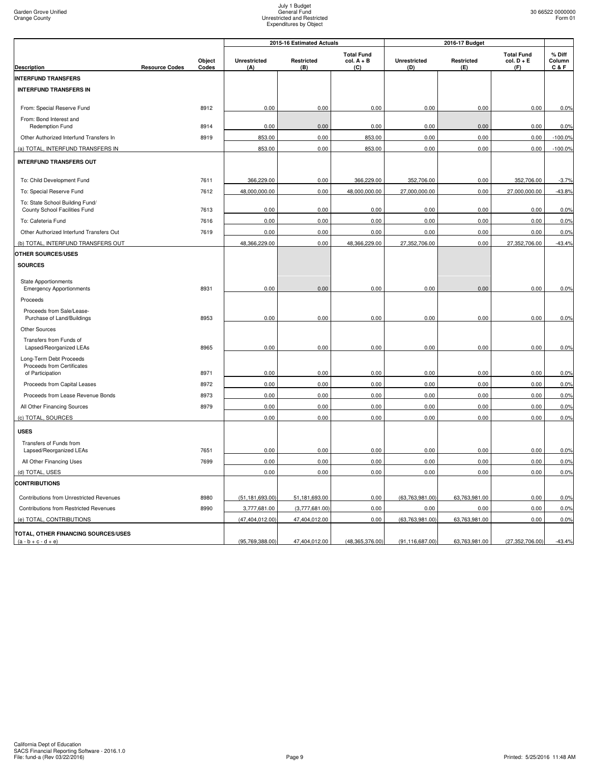Garden Grove Unified
Orange County

July 1 Budget
General Fund
Unrestricted and Restricted
Expenditures by Object

30 66522 0000000
Form 01

| Description | Resource Codes | Object Codes | 2015-16 Estimated Actuals Unrestricted (A) | Restricted (B) | Total Fund col. A + B (C) | 2016-17 Budget Unrestricted (D) | Restricted (E) | Total Fund col. D + E (F) | % Diff Column C & F |
|---|---|---|---|---|---|---|---|---|---|
| **INTERFUND TRANSFERS** | | | | | | | | | |
| **INTERFUND TRANSFERS IN** | | | | | | | | | |
| From: Special Reserve Fund | | 8912 | 0.00 | 0.00 | 0.00 | 0.00 | 0.00 | 0.00 | 0.0% |
| From: Bond Interest and Redemption Fund | | 8914 | 0.00 | 0.00 | 0.00 | 0.00 | 0.00 | 0.00 | 0.0% |
| Other Authorized Interfund Transfers In | | 8919 | 853.00 | 0.00 | 853.00 | 0.00 | 0.00 | 0.00 | -100.0% |
| (a) TOTAL, INTERFUND TRANSFERS IN | | | 853.00 | 0.00 | 853.00 | 0.00 | 0.00 | 0.00 | -100.0% |
| **INTERFUND TRANSFERS OUT** | | | | | | | | | |
| To: Child Development Fund | | 7611 | 366,229.00 | 0.00 | 366,229.00 | 352,706.00 | 0.00 | 352,706.00 | -3.7% |
| To: Special Reserve Fund | | 7612 | 48,000,000.00 | 0.00 | 48,000,000.00 | 27,000,000.00 | 0.00 | 27,000,000.00 | -43.8% |
| To: State School Building Fund/ County School Facilities Fund | | 7613 | 0.00 | 0.00 | 0.00 | 0.00 | 0.00 | 0.00 | 0.0% |
| To: Cafeteria Fund | | 7616 | 0.00 | 0.00 | 0.00 | 0.00 | 0.00 | 0.00 | 0.0% |
| Other Authorized Interfund Transfers Out | | 7619 | 0.00 | 0.00 | 0.00 | 0.00 | 0.00 | 0.00 | 0.0% |
| (b) TOTAL, INTERFUND TRANSFERS OUT | | | 48,366,229.00 | 0.00 | 48,366,229.00 | 27,352,706.00 | 0.00 | 27,352,706.00 | -43.4% |
| **OTHER SOURCES/USES** | | | | | | | | | |
| **SOURCES** | | | | | | | | | |
| State Apportionments Emergency Apportionments | | 8931 | 0.00 | 0.00 | 0.00 | 0.00 | 0.00 | 0.00 | 0.0% |
| Proceeds | | | | | | | | | |
| Proceeds from Sale/Lease-Purchase of Land/Buildings | | 8953 | 0.00 | 0.00 | 0.00 | 0.00 | 0.00 | 0.00 | 0.0% |
| Other Sources | | | | | | | | | |
| Transfers from Funds of Lapsed/Reorganized LEAs | | 8965 | 0.00 | 0.00 | 0.00 | 0.00 | 0.00 | 0.00 | 0.0% |
| Long-Term Debt Proceeds Proceeds from Certificates of Participation | | 8971 | 0.00 | 0.00 | 0.00 | 0.00 | 0.00 | 0.00 | 0.0% |
| Proceeds from Capital Leases | | 8972 | 0.00 | 0.00 | 0.00 | 0.00 | 0.00 | 0.00 | 0.0% |
| Proceeds from Lease Revenue Bonds | | 8973 | 0.00 | 0.00 | 0.00 | 0.00 | 0.00 | 0.00 | 0.0% |
| All Other Financing Sources | | 8979 | 0.00 | 0.00 | 0.00 | 0.00 | 0.00 | 0.00 | 0.0% |
| (c) TOTAL, SOURCES | | | 0.00 | 0.00 | 0.00 | 0.00 | 0.00 | 0.00 | 0.0% |
| **USES** | | | | | | | | | |
| Transfers of Funds from Lapsed/Reorganized LEAs | | 7651 | 0.00 | 0.00 | 0.00 | 0.00 | 0.00 | 0.00 | 0.0% |
| All Other Financing Uses | | 7699 | 0.00 | 0.00 | 0.00 | 0.00 | 0.00 | 0.00 | 0.0% |
| (d) TOTAL, USES | | | 0.00 | 0.00 | 0.00 | 0.00 | 0.00 | 0.00 | 0.0% |
| **CONTRIBUTIONS** | | | | | | | | | |
| Contributions from Unrestricted Revenues | | 8980 | (51,181,693.00) | 51,181,693.00 | 0.00 | (63,763,981.00) | 63,763,981.00 | 0.00 | 0.0% |
| Contributions from Restricted Revenues | | 8990 | 3,777,681.00 | (3,777,681.00) | 0.00 | 0.00 | 0.00 | 0.00 | 0.0% |
| (e) TOTAL, CONTRIBUTIONS | | | (47,404,012.00) | 47,404,012.00 | 0.00 | (63,763,981.00) | 63,763,981.00 | 0.00 | 0.0% |
| **TOTAL, OTHER FINANCING SOURCES/USES** (a - b + c - d + e) | | | (95,769,388.00) | 47,404,012.00 | (48,365,376.00) | (91,116,687.00) | 63,763,981.00 | (27,352,706.00) | -43.4% |

California Dept of Education
SACS Financial Reporting Software - 2016.1.0
File: fund-a (Rev 03/22/2016)

Printed: 5/25/2016 11:48 AM